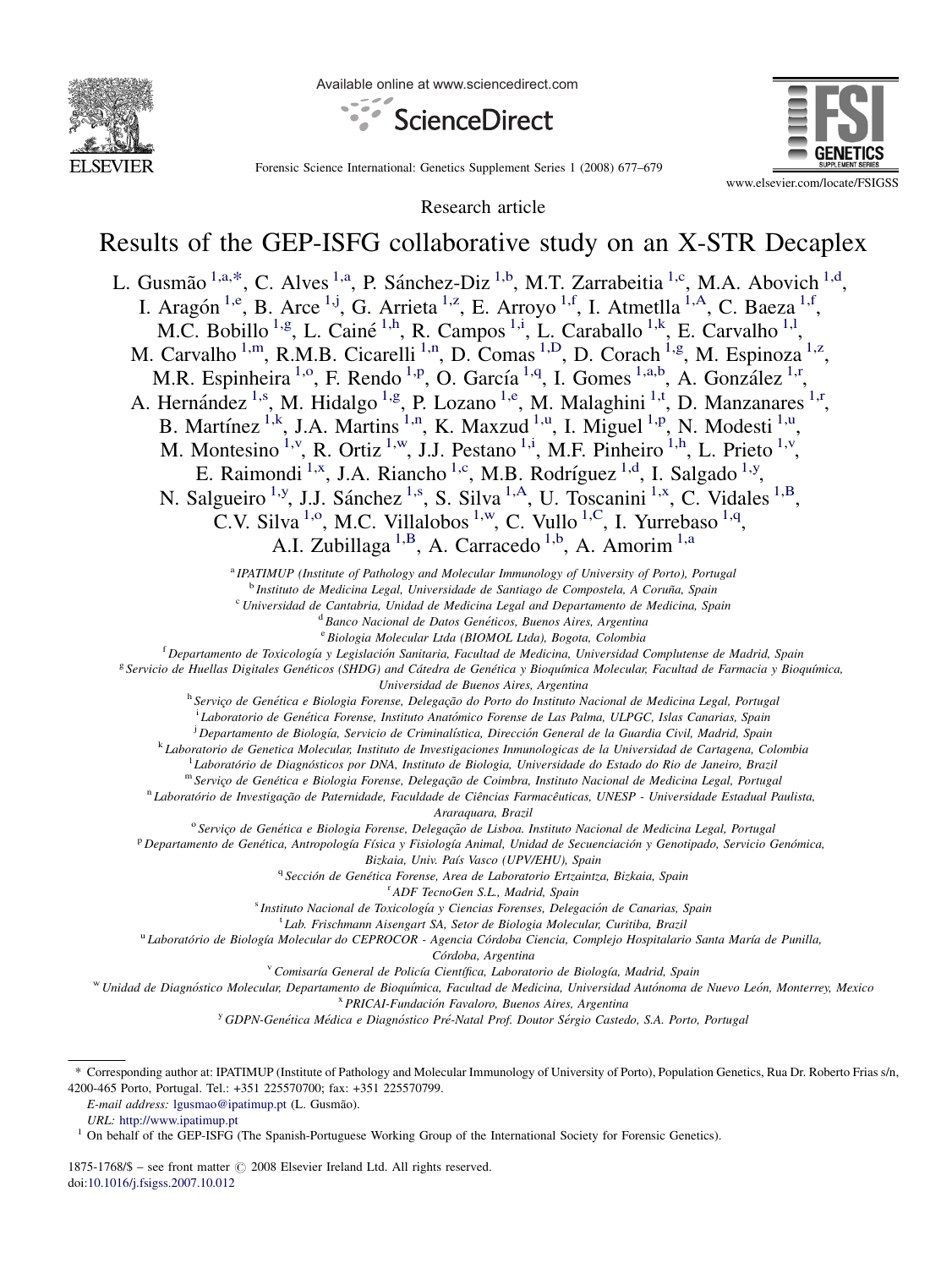Research article

# Results of the GEP-ISFG collaborative study on an X-STR Decaplex

L. Gusmão [1,a,*], C. Alves [1,a], P. Sánchez-Diz [1,b], M.T. Zarrabeitia [1,c], M.A. Abovich [1,d], I. Aragón [1,e], B. Arce [1,j], G. Arrieta [1,z], E. Arroyo [1,f], I. Atmetlla [1,A], C. Baeza [1,f], M.C. Bobillo [1,g], L. Cainé [1,h], R. Campos [1,i], L. Caraballo [1,k], E. Carvalho [1,l], M. Carvalho [1,m], R.M.B. Cicarelli [1,n], D. Comas [1,D], D. Corach [1,g], M. Espinoza [1,z], M.R. Espinheira [1,o], F. Rendo [1,p], O. García [1,q], I. Gomes [1,a,b], A. González [1,r], A. Hernández [1,s], M. Hidalgo [1,g], P. Lozano [1,e], M. Malaghini [1,t], D. Manzanares [1,r], B. Martínez [1,k], J.A. Martins [1,n], K. Maxzud [1,u], I. Miguel [1,p], N. Modesti [1,u], M. Montesino [1,v], R. Ortiz [1,w], J.J. Pestano [1,i], M.F. Pinheiro [1,h], L. Prieto [1,v], E. Raimondi [1,x], J.A. Riancho [1,c], M.B. Rodríguez [1,d], I. Salgado [1,y], N. Salgueiro [1,y], J.J. Sánchez [1,s], S. Silva [1,A], U. Toscanini [1,x], C. Vidales [1,B], C.V. Silva [1,o], M.C. Villalobos [1,w], C. Vullo [1,C], I. Yurrebaso [1,q], A.I. Zubillaga [1,B], A. Carracedo [1,b], A. Amorim [1,a]

[a] *IPATIMUP (Institute of Pathology and Molecular Immunology of University of Porto), Portugal*
[b] *Instituto de Medicina Legal, Universidade de Santiago de Compostela, A Coruña, Spain*
[c] *Universidad de Cantabria, Unidad de Medicina Legal and Departamento de Medicina, Spain*
[d] *Banco Nacional de Datos Genéticos, Buenos Aires, Argentina*
[e] *Biologia Molecular Ltda (BIOMOL Ltda), Bogota, Colombia*
[f] *Departamento de Toxicología y Legislación Sanitaria, Facultad de Medicina, Universidad Complutense de Madrid, Spain*
[g] *Servicio de Huellas Digitales Genéticos (SHDG) and Cátedra de Genética y Bioquímica Molecular, Facultad de Farmacia y Bioquímica, Universidad de Buenos Aires, Argentina*
[h] *Serviço de Genética e Biologia Forense, Delegação do Porto do Instituto Nacional de Medicina Legal, Portugal*
[i] *Laboratorio de Genética Forense, Instituto Anatómico Forense de Las Palma, ULPGC, Islas Canarias, Spain*
[j] *Departamento de Biología, Servicio de Criminalística, Dirección General de la Guardia Civil, Madrid, Spain*
[k] *Laboratorio de Genetica Molecular, Instituto de Investigaciones Inmunologicas de la Universidad de Cartagena, Colombia*
[l] *Laboratório de Diagnósticos por DNA, Instituto de Biologia, Universidade do Estado do Rio de Janeiro, Brazil*
[m] *Serviço de Genética e Biologia Forense, Delegação de Coimbra, Instituto Nacional de Medicina Legal, Portugal*
[n] *Laboratório de Investigação de Paternidade, Faculdade de Ciências Farmacêuticas, UNESP - Universidade Estadual Paulista, Araraquara, Brazil*
[o] *Serviço de Genética e Biologia Forense, Delegação de Lisboa. Instituto Nacional de Medicina Legal, Portugal*
[p] *Departamento de Genética, Antropología Física y Fisiología Animal, Unidad de Secuenciación y Genotipado, Servicio Genómica, Bizkaia, Univ. País Vasco (UPV/EHU), Spain*
[q] *Sección de Genética Forense, Area de Laboratorio Ertzaintza, Bizkaia, Spain*
[r] *ADF TecnoGen S.L., Madrid, Spain*
[s] *Instituto Nacional de Toxicología y Ciencias Forenses, Delegación de Canarias, Spain*
[t] *Lab. Frischmann Aisengart SA, Setor de Biologia Molecular, Curitiba, Brazil*
[u] *Laboratório de Biología Molecular do CEPROCOR - Agencia Córdoba Ciencia, Complejo Hospitalario Santa María de Punilla, Córdoba, Argentina*
[v] *Comisaría General de Policía Científica, Laboratorio de Biología, Madrid, Spain*
[w] *Unidad de Diagnóstico Molecular, Departamento de Bioquímica, Facultad de Medicina, Universidad Autónoma de Nuevo León, Monterrey, Mexico*
[x] *PRICAI-Fundación Favaloro, Buenos Aires, Argentina*
[y] *GDPN-Genética Médica e Diagnóstico Pré-Natal Prof. Doutor Sérgio Castedo, S.A. Porto, Portugal*

\* Corresponding author at: IPATIMUP (Institute of Pathology and Molecular Immunology of University of Porto), Population Genetics, Rua Dr. Roberto Frias s/n, 4200-465 Porto, Portugal. Tel.: +351 225570700; fax: +351 225570799.
*E-mail address:* lgusmao@ipatimup.pt (L. Gusmão).
*URL:* http://www.ipatimup.pt

[1] On behalf of the GEP-ISFG (The Spanish-Portuguese Working Group of the International Society for Forensic Genetics).

1875-1768/$ – see front matter © 2008 Elsevier Ireland Ltd. All rights reserved.
doi:10.1016/j.fsigss.2007.10.012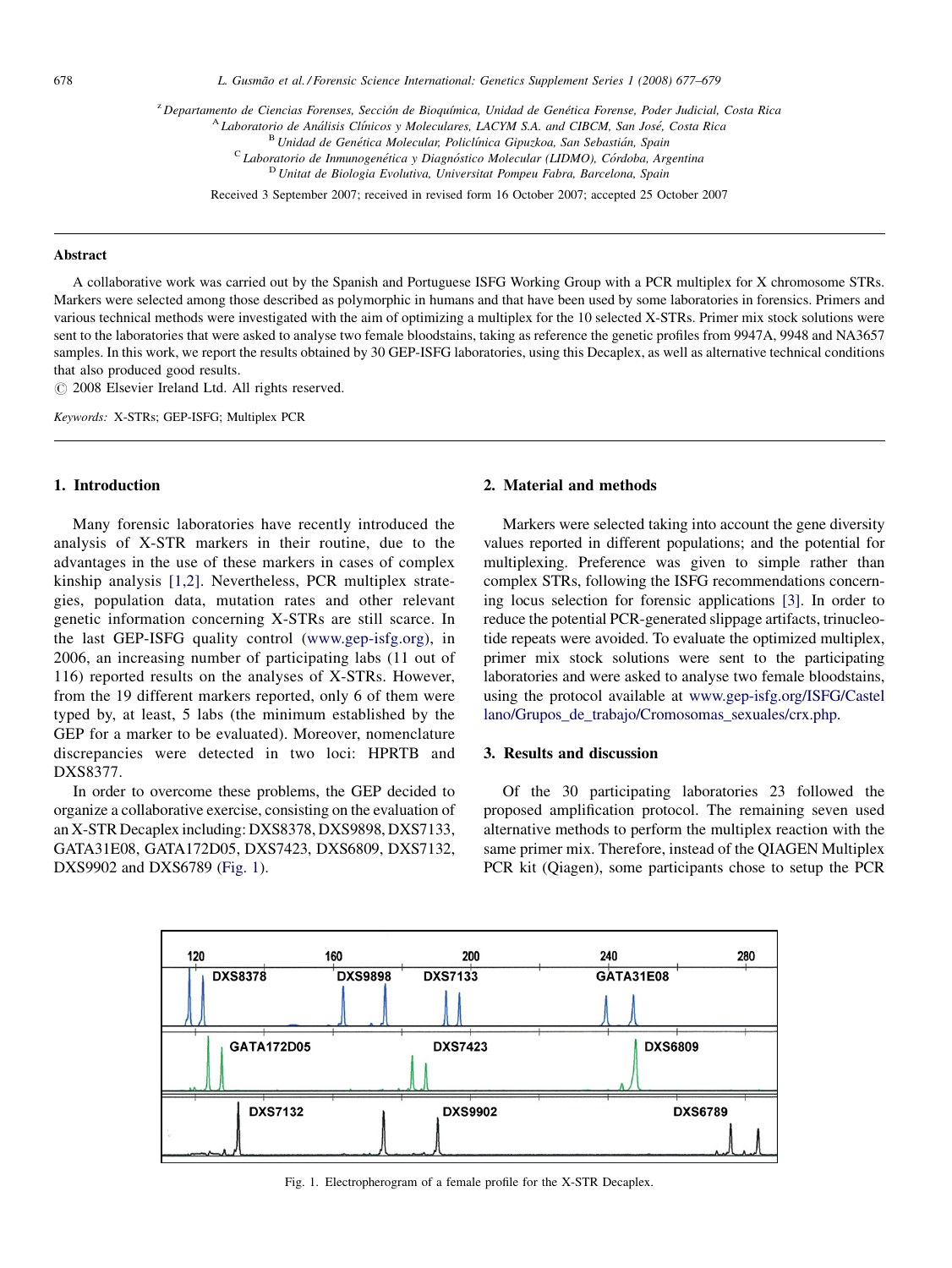[z] Departamento de Ciencias Forenses, Sección de Bioquímica, Unidad de Genética Forense, Poder Judicial, Costa Rica
[A] Laboratorio de Análisis Clínicos y Moleculares, LACYM S.A. and CIBCM, San José, Costa Rica
[B] Unidad de Genética Molecular, Policlínica Gipuzkoa, San Sebastián, Spain
[C] Laboratorio de Inmunogenética y Diagnóstico Molecular (LIDMO), Córdoba, Argentina
[D] Unitat de Biologia Evolutiva, Universitat Pompeu Fabra, Barcelona, Spain

Received 3 September 2007; received in revised form 16 October 2007; accepted 25 October 2007

## Abstract

A collaborative work was carried out by the Spanish and Portuguese ISFG Working Group with a PCR multiplex for X chromosome STRs. Markers were selected among those described as polymorphic in humans and that have been used by some laboratories in forensics. Primers and various technical methods were investigated with the aim of optimizing a multiplex for the 10 selected X-STRs. Primer mix stock solutions were sent to the laboratories that were asked to analyse two female bloodstains, taking as reference the genetic profiles from 9947A, 9948 and NA3657 samples. In this work, we report the results obtained by 30 GEP-ISFG laboratories, using this Decaplex, as well as alternative technical conditions that also produced good results.

© 2008 Elsevier Ireland Ltd. All rights reserved.

*Keywords:* X-STRs; GEP-ISFG; Multiplex PCR

## 1. Introduction

Many forensic laboratories have recently introduced the analysis of X-STR markers in their routine, due to the advantages in the use of these markers in cases of complex kinship analysis [1,2]. Nevertheless, PCR multiplex strategies, population data, mutation rates and other relevant genetic information concerning X-STRs are still scarce. In the last GEP-ISFG quality control (www.gep-isfg.org), in 2006, an increasing number of participating labs (11 out of 116) reported results on the analyses of X-STRs. However, from the 19 different markers reported, only 6 of them were typed by, at least, 5 labs (the minimum established by the GEP for a marker to be evaluated). Moreover, nomenclature discrepancies were detected in two loci: HPRTB and DXS8377.

In order to overcome these problems, the GEP decided to organize a collaborative exercise, consisting on the evaluation of an X-STR Decaplex including: DXS8378, DXS9898, DXS7133, GATA31E08, GATA172D05, DXS7423, DXS6809, DXS7132, DXS9902 and DXS6789 (Fig. 1).

## 2. Material and methods

Markers were selected taking into account the gene diversity values reported in different populations; and the potential for multiplexing. Preference was given to simple rather than complex STRs, following the ISFG recommendations concerning locus selection for forensic applications [3]. In order to reduce the potential PCR-generated slippage artifacts, trinucleotide repeats were avoided. To evaluate the optimized multiplex, primer mix stock solutions were sent to the participating laboratories and were asked to analyse two female bloodstains, using the protocol available at www.gep-isfg.org/ISFG/Castellano/Grupos_de_trabajo/Cromosomas_sexuales/crx.php.

## 3. Results and discussion

Of the 30 participating laboratories 23 followed the proposed amplification protocol. The remaining seven used alternative methods to perform the multiplex reaction with the same primer mix. Therefore, instead of the QIAGEN Multiplex PCR kit (Qiagen), some participants chose to setup the PCR

Fig. 1. Electropherogram of a female profile for the X-STR Decaplex.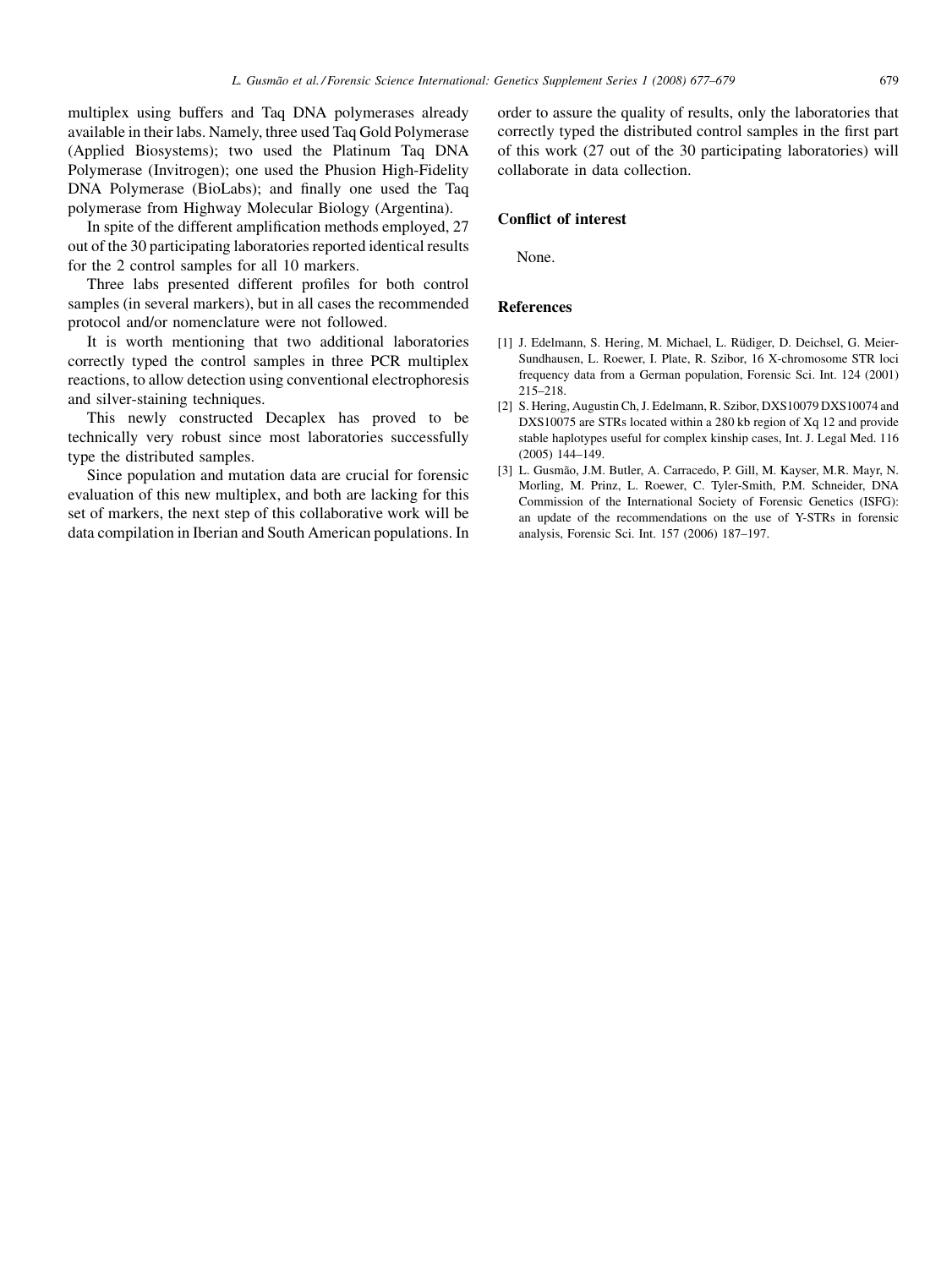multiplex using buffers and Taq DNA polymerases already available in their labs. Namely, three used Taq Gold Polymerase (Applied Biosystems); two used the Platinum Taq DNA Polymerase (Invitrogen); one used the Phusion High-Fidelity DNA Polymerase (BioLabs); and finally one used the Taq polymerase from Highway Molecular Biology (Argentina).

In spite of the different amplification methods employed, 27 out of the 30 participating laboratories reported identical results for the 2 control samples for all 10 markers.

Three labs presented different profiles for both control samples (in several markers), but in all cases the recommended protocol and/or nomenclature were not followed.

It is worth mentioning that two additional laboratories correctly typed the control samples in three PCR multiplex reactions, to allow detection using conventional electrophoresis and silver-staining techniques.

This newly constructed Decaplex has proved to be technically very robust since most laboratories successfully type the distributed samples.

Since population and mutation data are crucial for forensic evaluation of this new multiplex, and both are lacking for this set of markers, the next step of this collaborative work will be data compilation in Iberian and South American populations. In order to assure the quality of results, only the laboratories that correctly typed the distributed control samples in the first part of this work (27 out of the 30 participating laboratories) will collaborate in data collection.

## Conflict of interest

None.

## References

[1] J. Edelmann, S. Hering, M. Michael, L. Rüdiger, D. Deichsel, G. Meier-Sundhausen, L. Roewer, I. Plate, R. Szibor, 16 X-chromosome STR loci frequency data from a German population, Forensic Sci. Int. 124 (2001) 215–218.

[2] S. Hering, Augustin Ch, J. Edelmann, R. Szibor, DXS10079 DXS10074 and DXS10075 are STRs located within a 280 kb region of Xq 12 and provide stable haplotypes useful for complex kinship cases, Int. J. Legal Med. 116 (2005) 144–149.

[3] L. Gusmão, J.M. Butler, A. Carracedo, P. Gill, M. Kayser, M.R. Mayr, N. Morling, M. Prinz, L. Roewer, C. Tyler-Smith, P.M. Schneider, DNA Commission of the International Society of Forensic Genetics (ISFG): an update of the recommendations on the use of Y-STRs in forensic analysis, Forensic Sci. Int. 157 (2006) 187–197.